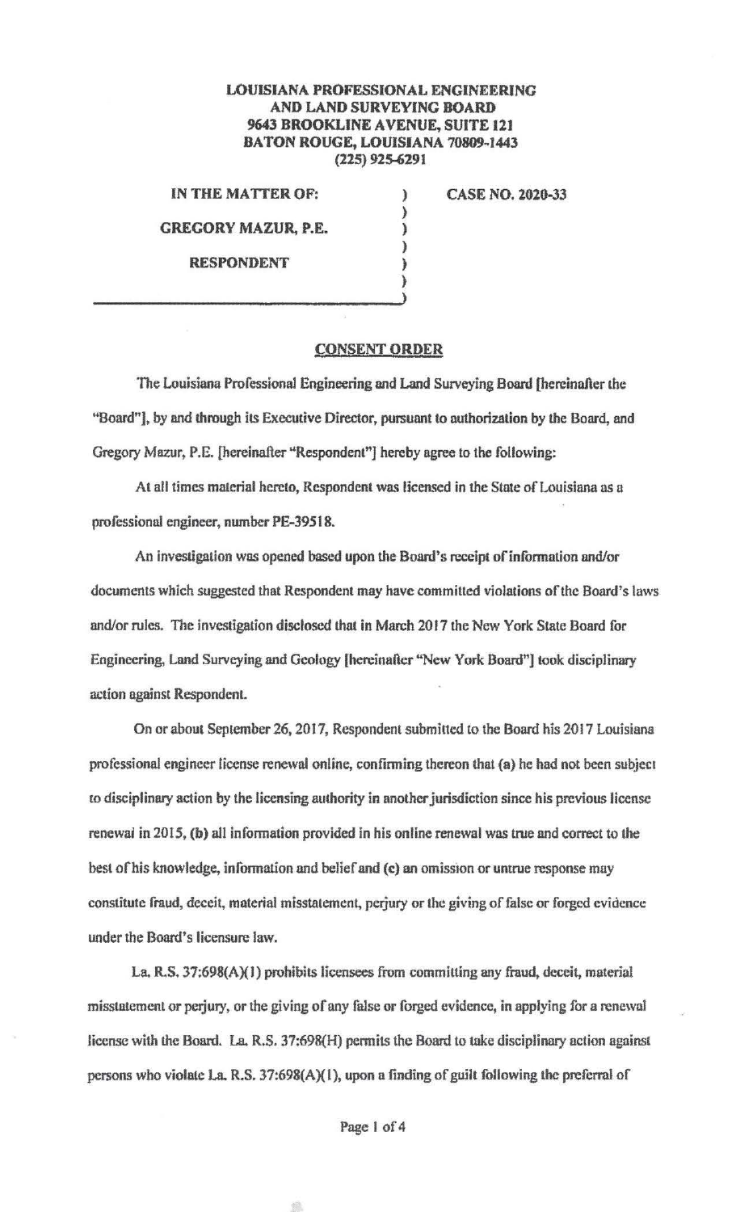**LOUISIANA PROFESSIONAL ENGINEERING AND LAND SURVEYING BOARD**
**9643 BROOKLINE AVENUE, SUITE 121**
**BATON ROUGE, LOUISIANA 70809-1443**
**(225) 925-6291**

**IN THE MATTER OF:**

**GREGORY MAZUR, P.E.**

**RESPONDENT**

**CASE NO. 2020-33**

## CONSENT ORDER

The Louisiana Professional Engineering and Land Surveying Board [hereinafter the "Board"], by and through its Executive Director, pursuant to authorization by the Board, and Gregory Mazur, P.E. [hereinafter "Respondent"] hereby agree to the following:

At all times material hereto, Respondent was licensed in the State of Louisiana as a professional engineer, number PE-39518.

An investigation was opened based upon the Board's receipt of information and/or documents which suggested that Respondent may have committed violations of the Board's laws and/or rules. The investigation disclosed that in March 2017 the New York State Board for Engineering, Land Surveying and Geology [hereinafter "New York Board"] took disciplinary action against Respondent.

On or about September 26, 2017, Respondent submitted to the Board his 2017 Louisiana professional engineer license renewal online, confirming thereon that **(a)** he had not been subject to disciplinary action by the licensing authority in another jurisdiction since his previous license renewal in 2015, **(b)** all information provided in his online renewal was true and correct to the best of his knowledge, information and belief and **(c)** an omission or untrue response may constitute fraud, deceit, material misstatement, perjury or the giving of false or forged evidence under the Board's licensure law.

La. R.S. 37:698(A)(1) prohibits licensees from committing any fraud, deceit, material misstatement or perjury, or the giving of any false or forged evidence, in applying for a renewal license with the Board. La. R.S. 37:698(H) permits the Board to take disciplinary action against persons who violate La. R.S. 37:698(A)(1), upon a finding of guilt following the preferral of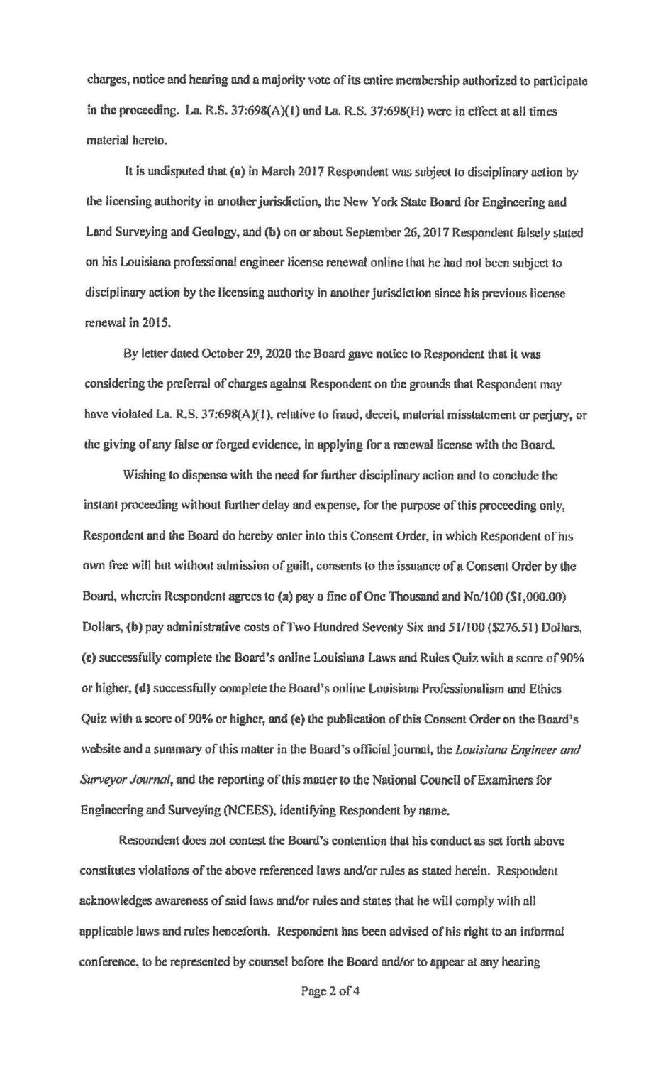charges, notice and hearing and a majority vote of its entire membership authorized to participate in the proceeding. La. R.S. 37:698(A)(1) and La. R.S. 37:698(H) were in effect at all times material hereto.

It is undisputed that (a) in March 2017 Respondent was subject to disciplinary action by the licensing authority in another jurisdiction, the New York State Board for Engineering and Land Surveying and Geology, and (b) on or about September 26, 2017 Respondent falsely stated on his Louisiana professional engineer license renewal online that he had not been subject to disciplinary action by the licensing authority in another jurisdiction since his previous license renewal in 2015.

By letter dated October 29, 2020 the Board gave notice to Respondent that it was considering the preferral of charges against Respondent on the grounds that Respondent may have violated La. R.S. 37:698(A)(1), relative to fraud, deceit, material misstatement or perjury, or the giving of any false or forged evidence, in applying for a renewal license with the Board.

Wishing to dispense with the need for further disciplinary action and to conclude the instant proceeding without further delay and expense, for the purpose of this proceeding only, Respondent and the Board do hereby enter into this Consent Order, in which Respondent of his own free will but without admission of guilt, consents to the issuance of a Consent Order by the Board, wherein Respondent agrees to (a) pay a fine of One Thousand and No/100 ($1,000.00) Dollars, (b) pay administrative costs of Two Hundred Seventy Six and 51/100 ($276.51) Dollars, (c) successfully complete the Board's online Louisiana Laws and Rules Quiz with a score of 90% or higher, (d) successfully complete the Board's online Louisiana Professionalism and Ethics Quiz with a score of 90% or higher, and (e) the publication of this Consent Order on the Board's website and a summary of this matter in the Board's official journal, the *Louisiana Engineer and Surveyor Journal*, and the reporting of this matter to the National Council of Examiners for Engineering and Surveying (NCEES), identifying Respondent by name.

Respondent does not contest the Board's contention that his conduct as set forth above constitutes violations of the above referenced laws and/or rules as stated herein. Respondent acknowledges awareness of said laws and/or rules and states that he will comply with all applicable laws and rules henceforth. Respondent has been advised of his right to an informal conference, to be represented by counsel before the Board and/or to appear at any hearing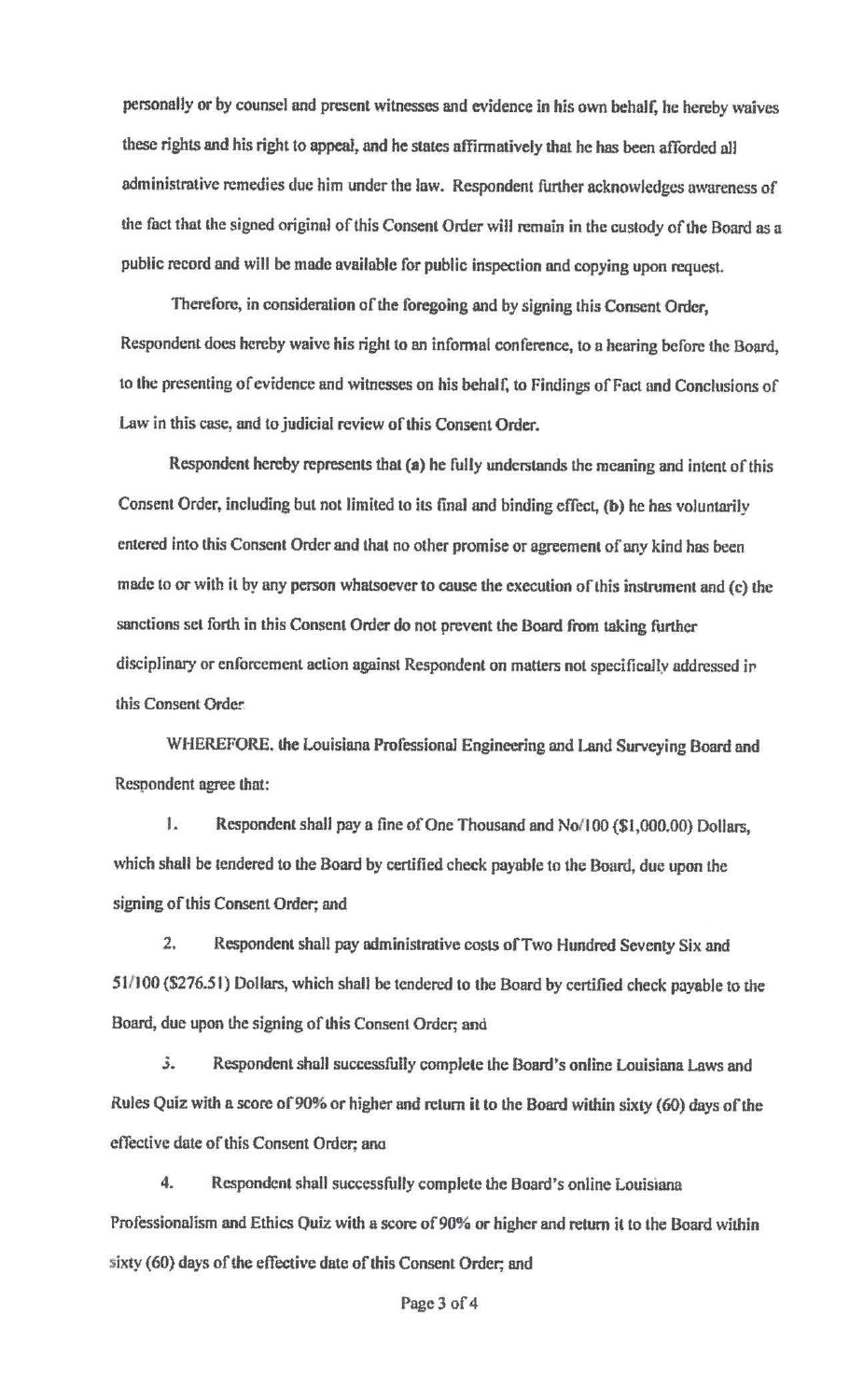personally or by counsel and present witnesses and evidence in his own behalf, he hereby waives these rights and his right to appeal, and he states affirmatively that he has been afforded all administrative remedies due him under the law. Respondent further acknowledges awareness of the fact that the signed original of this Consent Order will remain in the custody of the Board as a public record and will be made available for public inspection and copying upon request.

Therefore, in consideration of the foregoing and by signing this Consent Order, Respondent does hereby waive his right to an informal conference, to a hearing before the Board, to the presenting of evidence and witnesses on his behalf, to Findings of Fact and Conclusions of Law in this case, and to judicial review of this Consent Order.

Respondent hereby represents that (a) he fully understands the meaning and intent of this Consent Order, including but not limited to its final and binding effect, (b) he has voluntarily entered into this Consent Order and that no other promise or agreement of any kind has been made to or with it by any person whatsoever to cause the execution of this instrument and (c) the sanctions set forth in this Consent Order do not prevent the Board from taking further disciplinary or enforcement action against Respondent on matters not specifically addressed in this Consent Order

WHEREFORE, the Louisiana Professional Engineering and Land Surveying Board and Respondent agree that:

1. Respondent shall pay a fine of One Thousand and No/100 ($1,000.00) Dollars, which shall be tendered to the Board by certified check payable to the Board, due upon the signing of this Consent Order; and

2. Respondent shall pay administrative costs of Two Hundred Seventy Six and 51/100 ($276.51) Dollars, which shall be tendered to the Board by certified check payable to the Board, due upon the signing of this Consent Order; and

3. Respondent shall successfully complete the Board's online Louisiana Laws and Rules Quiz with a score of 90% or higher and return it to the Board within sixty (60) days of the effective date of this Consent Order; and

4. Respondent shall successfully complete the Board's online Louisiana Professionalism and Ethics Quiz with a score of 90% or higher and return it to the Board within sixty (60) days of the effective date of this Consent Order; and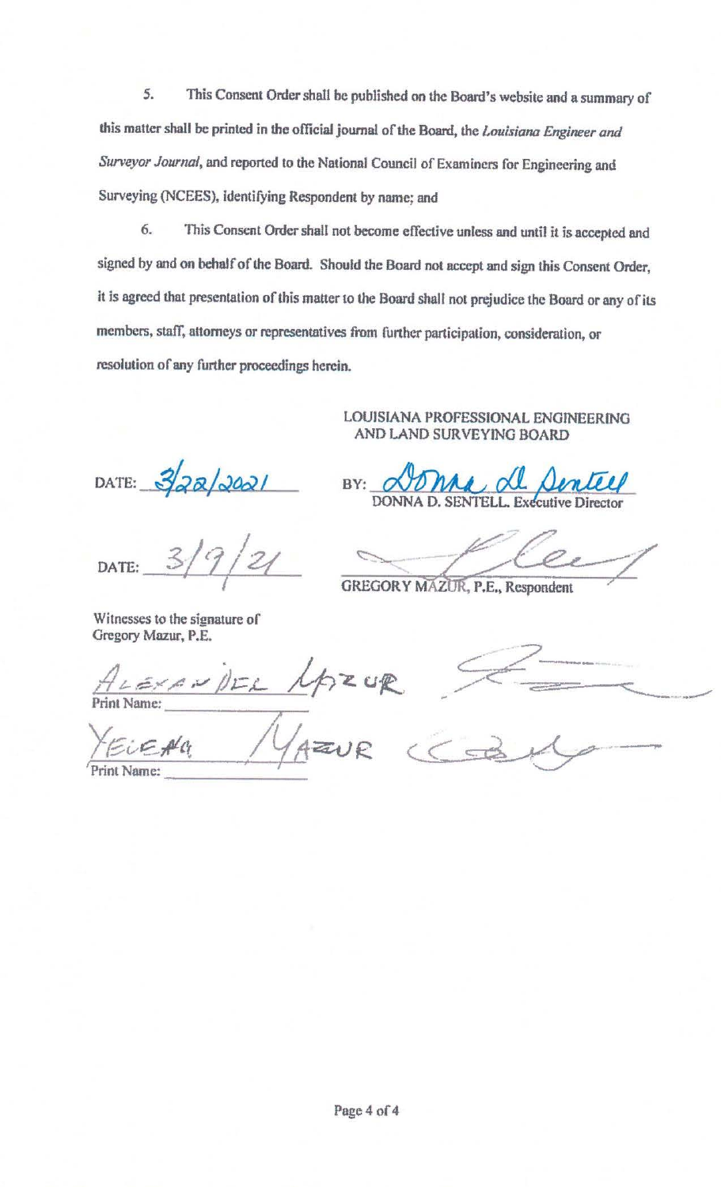5. This Consent Order shall be published on the Board's website and a summary of this matter shall be printed in the official journal of the Board, the *Louisiana Engineer and Surveyor Journal*, and reported to the National Council of Examiners for Engineering and Surveying (NCEES), identifying Respondent by name; and

6. This Consent Order shall not become effective unless and until it is accepted and signed by and on behalf of the Board. Should the Board not accept and sign this Consent Order, it is agreed that presentation of this matter to the Board shall not prejudice the Board or any of its members, staff, attorneys or representatives from further participation, consideration, or resolution of any further proceedings herein.

LOUISIANA PROFESSIONAL ENGINEERING AND LAND SURVEYING BOARD

DATE: 3/22/2021

BY: Donna D. Sentell
DONNA D. SENTELL, Executive Director

DATE: 3/9/21

GREGORY MAZUR, P.E., Respondent

Witnesses to the signature of Gregory Mazur, P.E.

ALEXANDER MAZUR
Print Name:

YELENA MAZUR
Print Name: